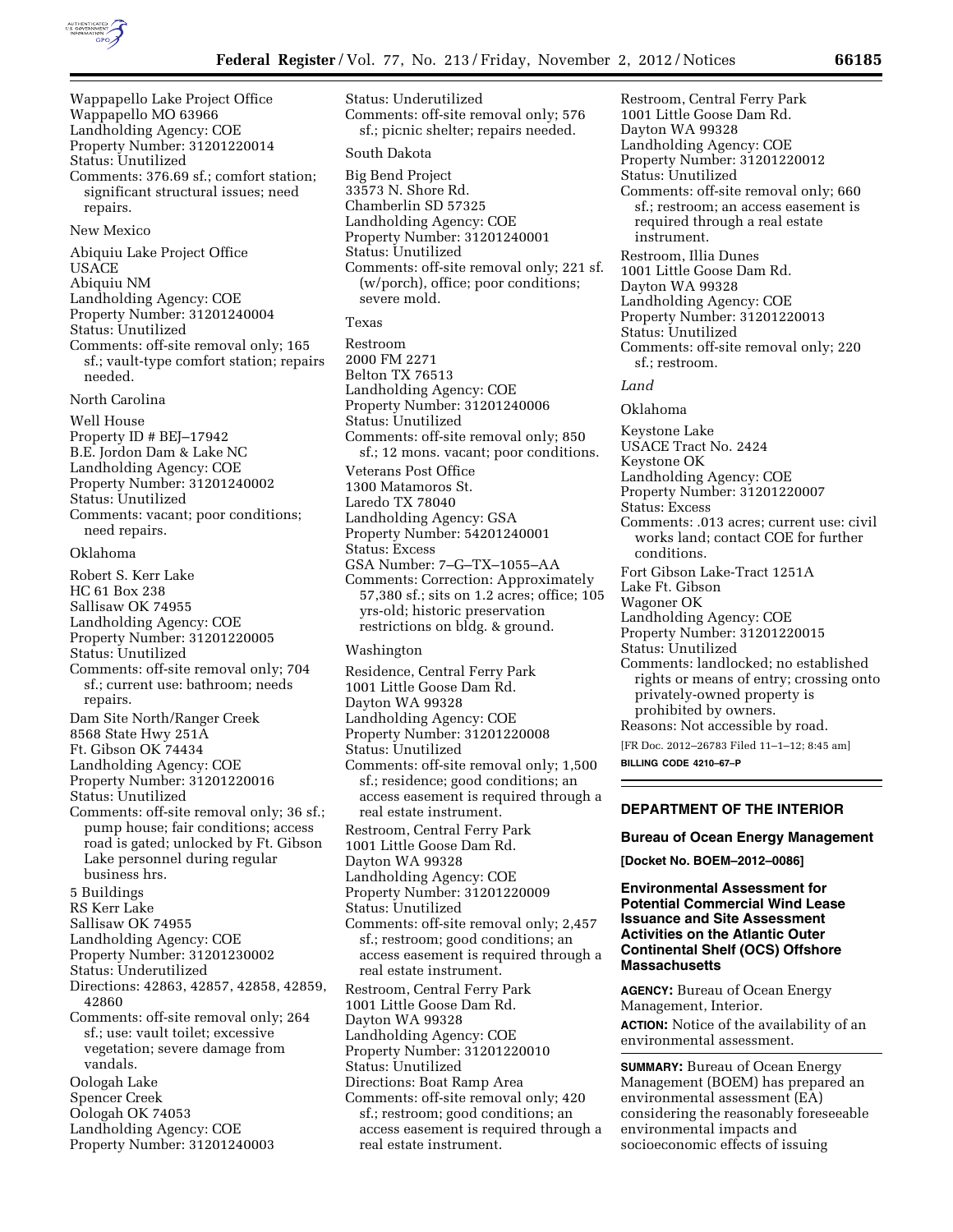Wappapello Lake Project Office
Wappapello MO 63966
Landholding Agency: COE
Property Number: 31201220014
Status: Unutilized
Comments: 376.69 sf.; comfort station; significant structural issues; need repairs.

New Mexico

Abiquiu Lake Project Office
USACE
Abiquiu NM
Landholding Agency: COE
Property Number: 31201240004
Status: Unutilized
Comments: off-site removal only; 165 sf.; vault-type comfort station; repairs needed.

North Carolina

Well House
Property ID # BEJ–17942
B.E. Jordon Dam & Lake NC
Landholding Agency: COE
Property Number: 31201240002
Status: Unutilized
Comments: vacant; poor conditions; need repairs.

Oklahoma

Robert S. Kerr Lake
HC 61 Box 238
Sallisaw OK 74955
Landholding Agency: COE
Property Number: 31201220005
Status: Unutilized
Comments: off-site removal only; 704 sf.; current use: bathroom; needs repairs.

Dam Site North/Ranger Creek
8568 State Hwy 251A
Ft. Gibson OK 74434
Landholding Agency: COE
Property Number: 31201220016
Status: Unutilized
Comments: off-site removal only; 36 sf.; pump house; fair conditions; access road is gated; unlocked by Ft. Gibson Lake personnel during regular business hrs.

5 Buildings
RS Kerr Lake
Sallisaw OK 74955
Landholding Agency: COE
Property Number: 31201230002
Status: Underutilized
Directions: 42863, 42857, 42858, 42859, 42860
Comments: off-site removal only; 264 sf.; use: vault toilet; excessive vegetation; severe damage from vandals.

Oologah Lake
Spencer Creek
Oologah OK 74053
Landholding Agency: COE
Property Number: 31201240003
Status: Underutilized
Comments: off-site removal only; 576 sf.; picnic shelter; repairs needed.

South Dakota

Big Bend Project
33573 N. Shore Rd.
Chamberlin SD 57325
Landholding Agency: COE
Property Number: 31201240001
Status: Unutilized
Comments: off-site removal only; 221 sf. (w/porch), office; poor conditions; severe mold.

Texas

Restroom
2000 FM 2271
Belton TX 76513
Landholding Agency: COE
Property Number: 31201240006
Status: Unutilized
Comments: off-site removal only; 850 sf.; 12 mons. vacant; poor conditions.

Veterans Post Office
1300 Matamoros St.
Laredo TX 78040
Landholding Agency: GSA
Property Number: 54201240001
Status: Excess
GSA Number: 7–G–TX–1055–AA
Comments: Correction: Approximately 57,380 sf.; sits on 1.2 acres; office; 105 yrs-old; historic preservation restrictions on bldg. & ground.

Washington

Residence, Central Ferry Park
1001 Little Goose Dam Rd.
Dayton WA 99328
Landholding Agency: COE
Property Number: 31201220008
Status: Unutilized
Comments: off-site removal only; 1,500 sf.; residence; good conditions; an access easement is required through a real estate instrument.

Restroom, Central Ferry Park
1001 Little Goose Dam Rd.
Dayton WA 99328
Landholding Agency: COE
Property Number: 31201220009
Status: Unutilized
Comments: off-site removal only; 2,457 sf.; restroom; good conditions; an access easement is required through a real estate instrument.

Restroom, Central Ferry Park
1001 Little Goose Dam Rd.
Dayton WA 99328
Landholding Agency: COE
Property Number: 31201220010
Status: Unutilized
Directions: Boat Ramp Area
Comments: off-site removal only; 420 sf.; restroom; good conditions; an access easement is required through a real estate instrument.

Restroom, Central Ferry Park
1001 Little Goose Dam Rd.
Dayton WA 99328
Landholding Agency: COE
Property Number: 31201220012
Status: Unutilized
Comments: off-site removal only; 660 sf.; restroom; an access easement is required through a real estate instrument.

Restroom, Illia Dunes
1001 Little Goose Dam Rd.
Dayton WA 99328
Landholding Agency: COE
Property Number: 31201220013
Status: Unutilized
Comments: off-site removal only; 220 sf.; restroom.

*Land*

Oklahoma

Keystone Lake
USACE Tract No. 2424
Keystone OK
Landholding Agency: COE
Property Number: 31201220007
Status: Excess
Comments: .013 acres; current use: civil works land; contact COE for further conditions.

Fort Gibson Lake-Tract 1251A
Lake Ft. Gibson
Wagoner OK
Landholding Agency: COE
Property Number: 31201220015
Status: Unutilized
Comments: landlocked; no established rights or means of entry; crossing onto privately-owned property is prohibited by owners.
Reasons: Not accessible by road.

[FR Doc. 2012–26783 Filed 11–1–12; 8:45 am]

**BILLING CODE 4210–67–P**

## DEPARTMENT OF THE INTERIOR

### Bureau of Ocean Energy Management

**[Docket No. BOEM–2012–0086]**

### Environmental Assessment for Potential Commercial Wind Lease Issuance and Site Assessment Activities on the Atlantic Outer Continental Shelf (OCS) Offshore Massachusetts

**AGENCY:** Bureau of Ocean Energy Management, Interior.

**ACTION:** Notice of the availability of an environmental assessment.

**SUMMARY:** Bureau of Ocean Energy Management (BOEM) has prepared an environmental assessment (EA) considering the reasonably foreseeable environmental impacts and socioeconomic effects of issuing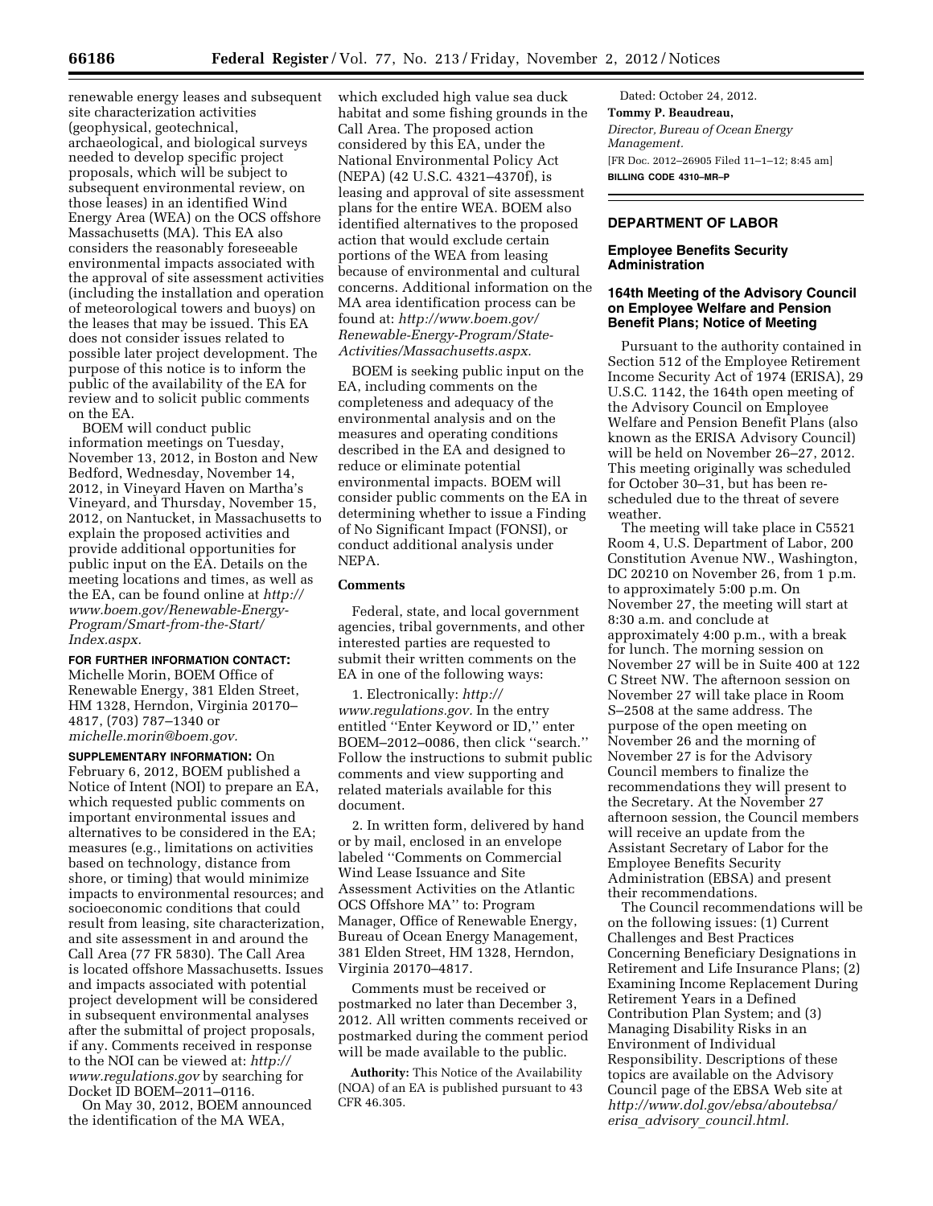renewable energy leases and subsequent site characterization activities (geophysical, geotechnical, archaeological, and biological surveys needed to develop specific project proposals, which will be subject to subsequent environmental review, on those leases) in an identified Wind Energy Area (WEA) on the OCS offshore Massachusetts (MA). This EA also considers the reasonably foreseeable environmental impacts associated with the approval of site assessment activities (including the installation and operation of meteorological towers and buoys) on the leases that may be issued. This EA does not consider issues related to possible later project development. The purpose of this notice is to inform the public of the availability of the EA for review and to solicit public comments on the EA.

BOEM will conduct public information meetings on Tuesday, November 13, 2012, in Boston and New Bedford, Wednesday, November 14, 2012, in Vineyard Haven on Martha's Vineyard, and Thursday, November 15, 2012, on Nantucket, in Massachusetts to explain the proposed activities and provide additional opportunities for public input on the EA. Details on the meeting locations and times, as well as the EA, can be found online at *http://www.boem.gov/Renewable-Energy-Program/Smart-from-the-Start/Index.aspx.*

**FOR FURTHER INFORMATION CONTACT:** Michelle Morin, BOEM Office of Renewable Energy, 381 Elden Street, HM 1328, Herndon, Virginia 20170–4817, (703) 787–1340 or *michelle.morin@boem.gov.*

**SUPPLEMENTARY INFORMATION:** On February 6, 2012, BOEM published a Notice of Intent (NOI) to prepare an EA, which requested public comments on important environmental issues and alternatives to be considered in the EA; measures (e.g., limitations on activities based on technology, distance from shore, or timing) that would minimize impacts to environmental resources; and socioeconomic conditions that could result from leasing, site characterization, and site assessment in and around the Call Area (77 FR 5830). The Call Area is located offshore Massachusetts. Issues and impacts associated with potential project development will be considered in subsequent environmental analyses after the submittal of project proposals, if any. Comments received in response to the NOI can be viewed at: *http://www.regulations.gov* by searching for Docket ID BOEM–2011–0116.

On May 30, 2012, BOEM announced the identification of the MA WEA, which excluded high value sea duck habitat and some fishing grounds in the Call Area. The proposed action considered by this EA, under the National Environmental Policy Act (NEPA) (42 U.S.C. 4321–4370f), is leasing and approval of site assessment plans for the entire WEA. BOEM also identified alternatives to the proposed action that would exclude certain portions of the WEA from leasing because of environmental and cultural concerns. Additional information on the MA area identification process can be found at: *http://www.boem.gov/Renewable-Energy-Program/State-Activities/Massachusetts.aspx.*

BOEM is seeking public input on the EA, including comments on the completeness and adequacy of the environmental analysis and on the measures and operating conditions described in the EA and designed to reduce or eliminate potential environmental impacts. BOEM will consider public comments on the EA in determining whether to issue a Finding of No Significant Impact (FONSI), or conduct additional analysis under NEPA.

### Comments

Federal, state, and local government agencies, tribal governments, and other interested parties are requested to submit their written comments on the EA in one of the following ways:

1. Electronically: *http://www.regulations.gov.* In the entry entitled ''Enter Keyword or ID,'' enter BOEM–2012–0086, then click ''search.'' Follow the instructions to submit public comments and view supporting and related materials available for this document.

2. In written form, delivered by hand or by mail, enclosed in an envelope labeled ''Comments on Commercial Wind Lease Issuance and Site Assessment Activities on the Atlantic OCS Offshore MA'' to: Program Manager, Office of Renewable Energy, Bureau of Ocean Energy Management, 381 Elden Street, HM 1328, Herndon, Virginia 20170–4817.

Comments must be received or postmarked no later than December 3, 2012. All written comments received or postmarked during the comment period will be made available to the public.

**Authority:** This Notice of the Availability (NOA) of an EA is published pursuant to 43 CFR 46.305.

Dated: October 24, 2012.

**Tommy P. Beaudreau,**

*Director, Bureau of Ocean Energy Management.*

[FR Doc. 2012–26905 Filed 11–1–12; 8:45 am]

**BILLING CODE 4310–MR–P**

---

## DEPARTMENT OF LABOR

### Employee Benefits Security Administration

### 164th Meeting of the Advisory Council on Employee Welfare and Pension Benefit Plans; Notice of Meeting

Pursuant to the authority contained in Section 512 of the Employee Retirement Income Security Act of 1974 (ERISA), 29 U.S.C. 1142, the 164th open meeting of the Advisory Council on Employee Welfare and Pension Benefit Plans (also known as the ERISA Advisory Council) will be held on November 26–27, 2012. This meeting originally was scheduled for October 30–31, but has been re-scheduled due to the threat of severe weather.

The meeting will take place in C5521 Room 4, U.S. Department of Labor, 200 Constitution Avenue NW., Washington, DC 20210 on November 26, from 1 p.m. to approximately 5:00 p.m. On November 27, the meeting will start at 8:30 a.m. and conclude at approximately 4:00 p.m., with a break for lunch. The morning session on November 27 will be in Suite 400 at 122 C Street NW. The afternoon session on November 27 will take place in Room S–2508 at the same address. The purpose of the open meeting on November 26 and the morning of November 27 is for the Advisory Council members to finalize the recommendations they will present to the Secretary. At the November 27 afternoon session, the Council members will receive an update from the Assistant Secretary of Labor for the Employee Benefits Security Administration (EBSA) and present their recommendations.

The Council recommendations will be on the following issues: (1) Current Challenges and Best Practices Concerning Beneficiary Designations in Retirement and Life Insurance Plans; (2) Examining Income Replacement During Retirement Years in a Defined Contribution Plan System; and (3) Managing Disability Risks in an Environment of Individual Responsibility. Descriptions of these topics are available on the Advisory Council page of the EBSA Web site at *http://www.dol.gov/ebsa/aboutebsa/erisa_advisory_council.html.*